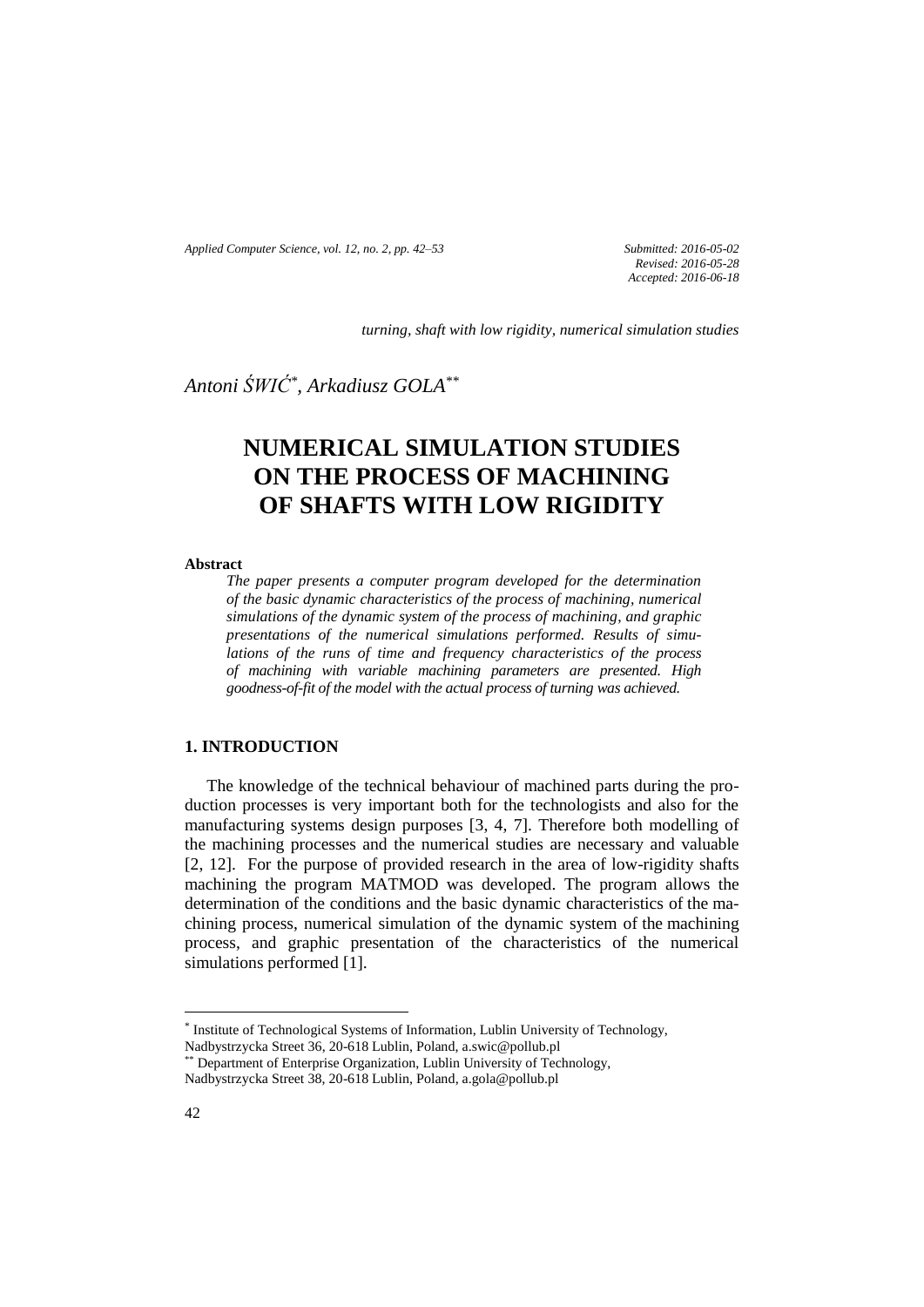*turning, shaft with low rigidity, numerical simulation studies*

*Antoni ŚWIĆ*[*], *Arkadiusz GOLA*[**]

# NUMERICAL SIMULATION STUDIES ON THE PROCESS OF MACHINING OF SHAFTS WITH LOW RIGIDITY

**Abstract**

*The paper presents a computer program developed for the determination of the basic dynamic characteristics of the process of machining, numerical simulations of the dynamic system of the process of machining, and graphic presentations of the numerical simulations performed. Results of simulations of the runs of time and frequency characteristics of the process of machining with variable machining parameters are presented. High goodness-of-fit of the model with the actual process of turning was achieved.*

## 1. INTRODUCTION

The knowledge of the technical behaviour of machined parts during the production processes is very important both for the technologists and also for the manufacturing systems design purposes [3, 4, 7]. Therefore both modelling of the machining processes and the numerical studies are necessary and valuable [2, 12]. For the purpose of provided research in the area of low-rigidity shafts machining the program MATMOD was developed. The program allows the determination of the conditions and the basic dynamic characteristics of the machining process, numerical simulation of the dynamic system of the machining process, and graphic presentation of the characteristics of the numerical simulations performed [1].

---

[*] Institute of Technological Systems of Information, Lublin University of Technology, Nadbystrzycka Street 36, 20-618 Lublin, Poland, a.swic@pollub.pl

[**] Department of Enterprise Organization, Lublin University of Technology, Nadbystrzycka Street 38, 20-618 Lublin, Poland, a.gola@pollub.pl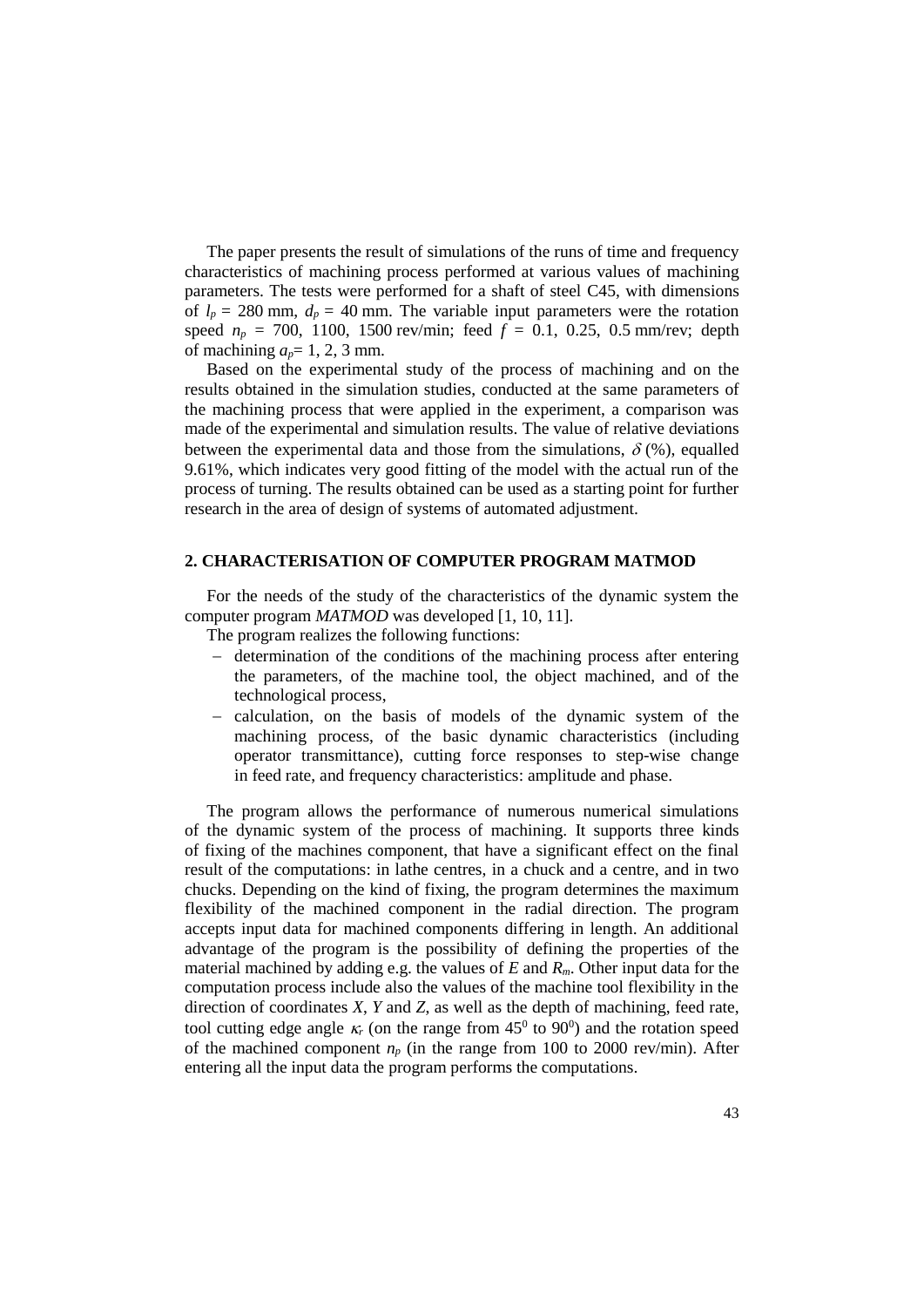The paper presents the result of simulations of the runs of time and frequency characteristics of machining process performed at various values of machining parameters. The tests were performed for a shaft of steel C45, with dimensions of $l_p$ = 280 mm, $d_p$ = 40 mm. The variable input parameters were the rotation speed $n_p$ = 700, 1100, 1500 rev/min; feed $f$ = 0.1, 0.25, 0.5 mm/rev; depth of machining $a_p$= 1, 2, 3 mm.

Based on the experimental study of the process of machining and on the results obtained in the simulation studies, conducted at the same parameters of the machining process that were applied in the experiment, a comparison was made of the experimental and simulation results. The value of relative deviations between the experimental data and those from the simulations, $\delta$ (%), equalled 9.61%, which indicates very good fitting of the model with the actual run of the process of turning. The results obtained can be used as a starting point for further research in the area of design of systems of automated adjustment.

## 2. CHARACTERISATION OF COMPUTER PROGRAM MATMOD

For the needs of the study of the characteristics of the dynamic system the computer program *MATMOD* was developed [1, 10, 11].

The program realizes the following functions:

- determination of the conditions of the machining process after entering the parameters, of the machine tool, the object machined, and of the technological process,
- calculation, on the basis of models of the dynamic system of the machining process, of the basic dynamic characteristics (including operator transmittance), cutting force responses to step-wise change in feed rate, and frequency characteristics: amplitude and phase.

The program allows the performance of numerous numerical simulations of the dynamic system of the process of machining. It supports three kinds of fixing of the machines component, that have a significant effect on the final result of the computations: in lathe centres, in a chuck and a centre, and in two chucks. Depending on the kind of fixing, the program determines the maximum flexibility of the machined component in the radial direction. The program accepts input data for machined components differing in length. An additional advantage of the program is the possibility of defining the properties of the material machined by adding e.g. the values of $E$ and $R_m$. Other input data for the computation process include also the values of the machine tool flexibility in the direction of coordinates $X$, $Y$ and $Z$, as well as the depth of machining, feed rate, tool cutting edge angle $\kappa_r$ (on the range from $45^0$ to $90^0$) and the rotation speed of the machined component $n_p$ (in the range from 100 to 2000 rev/min). After entering all the input data the program performs the computations.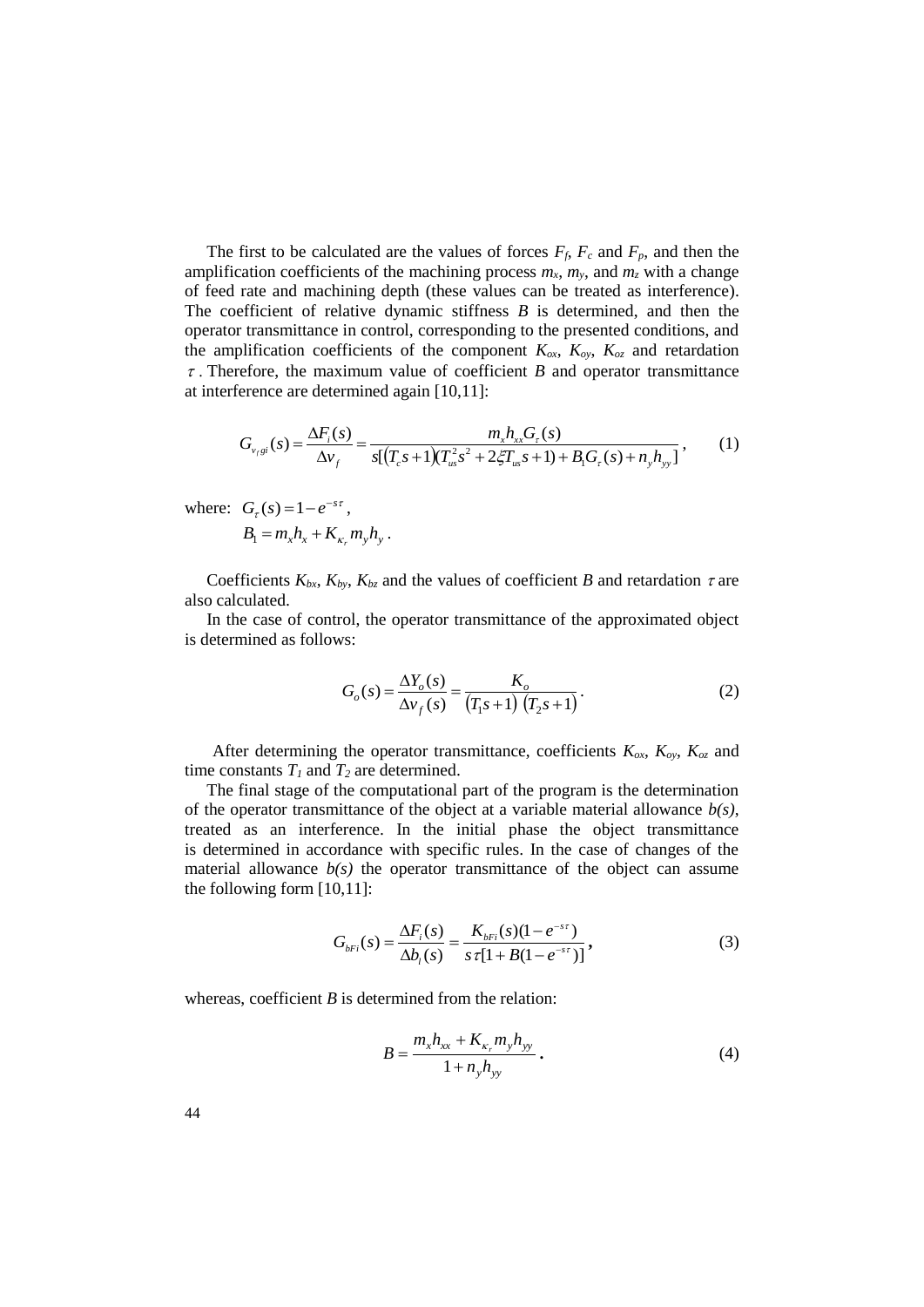The first to be calculated are the values of forces $F_f$, $F_c$ and $F_p$, and then the amplification coefficients of the machining process $m_x$, $m_y$, and $m_z$ with a change of feed rate and machining depth (these values can be treated as interference). The coefficient of relative dynamic stiffness $B$ is determined, and then the operator transmittance in control, corresponding to the presented conditions, and the amplification coefficients of the component $K_{ox}$, $K_{oy}$, $K_{oz}$ and retardation $\tau$. Therefore, the maximum value of coefficient $B$ and operator transmittance at interference are determined again [10,11]:

$$G_{v_f gi}(s) = \frac{\Delta F_i(s)}{\Delta v_f} = \frac{m_x h_{xx} G_\tau(s)}{s[(T_c s+1)(T_{us}^2 s^2 + 2\xi T_{us} s + 1) + B_1 G_\tau(s) + n_y h_{yy}]}, \qquad (1)$$

where: $G_\tau(s) = 1 - e^{-s\tau}$,

$B_1 = m_x h_x + K_{\kappa_r} m_y h_y$.

Coefficients $K_{bx}$, $K_{by}$, $K_{bz}$ and the values of coefficient $B$ and retardation $\tau$ are also calculated.

In the case of control, the operator transmittance of the approximated object is determined as follows:

$$G_o(s) = \frac{\Delta Y_o(s)}{\Delta v_f(s)} = \frac{K_o}{(T_1 s+1)\,(T_2 s+1)}. \qquad (2)$$

After determining the operator transmittance, coefficients $K_{ox}$, $K_{oy}$, $K_{oz}$ and time constants $T_1$ and $T_2$ are determined.

The final stage of the computational part of the program is the determination of the operator transmittance of the object at a variable material allowance $b(s)$, treated as an interference. In the initial phase the object transmittance is determined in accordance with specific rules. In the case of changes of the material allowance $b(s)$ the operator transmittance of the object can assume the following form [10,11]:

$$G_{bFi}(s) = \frac{\Delta F_i(s)}{\Delta b_i(s)} = \frac{K_{bFi}(s)(1-e^{-s\tau})}{s\tau[1+B(1-e^{-s\tau})]}, \qquad (3)$$

whereas, coefficient $B$ is determined from the relation:

$$B = \frac{m_x h_{xx} + K_{\kappa_r} m_y h_{yy}}{1 + n_y h_{yy}}. \qquad (4)$$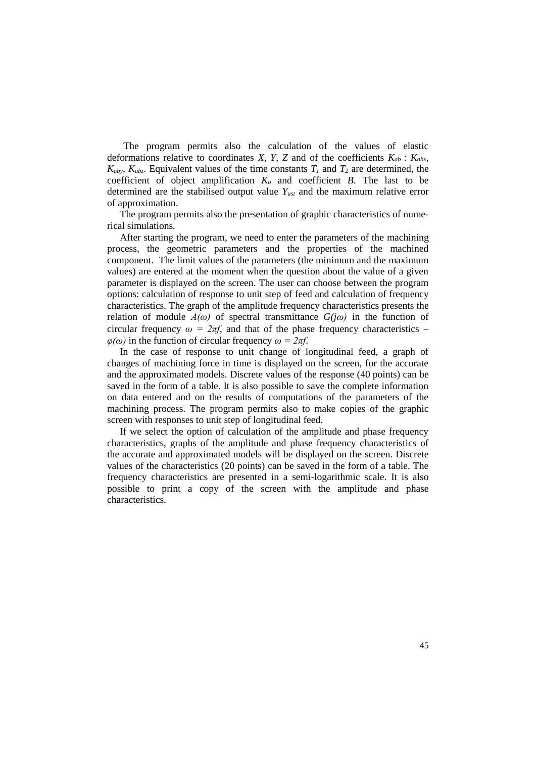The program permits also the calculation of the values of elastic deformations relative to coordinates $X$, $Y$, $Z$ and of the coefficients $K_{ab}$ : $K_{abx}$, $K_{aby}$, $K_{abz}$. Equivalent values of the time constants $T_1$ and $T_2$ are determined, the coefficient of object amplification $K_o$ and coefficient $B$. The last to be determined are the stabilised output value $Y_{ust}$ and the maximum relative error of approximation.

The program permits also the presentation of graphic characteristics of numerical simulations.

After starting the program, we need to enter the parameters of the machining process, the geometric parameters and the properties of the machined component. The limit values of the parameters (the minimum and the maximum values) are entered at the moment when the question about the value of a given parameter is displayed on the screen. The user can choose between the program options: calculation of response to unit step of feed and calculation of frequency characteristics. The graph of the amplitude frequency characteristics presents the relation of module $A(\omega)$ of spectral transmittance $G(j\omega)$ in the function of circular frequency $\omega = 2\pi f$, and that of the phase frequency characteristics – $\varphi(\omega)$ in the function of circular frequency $\omega = 2\pi f$.

In the case of response to unit change of longitudinal feed, a graph of changes of machining force in time is displayed on the screen, for the accurate and the approximated models. Discrete values of the response (40 points) can be saved in the form of a table. It is also possible to save the complete information on data entered and on the results of computations of the parameters of the machining process. The program permits also to make copies of the graphic screen with responses to unit step of longitudinal feed.

If we select the option of calculation of the amplitude and phase frequency characteristics, graphs of the amplitude and phase frequency characteristics of the accurate and approximated models will be displayed on the screen. Discrete values of the characteristics (20 points) can be saved in the form of a table. The frequency characteristics are presented in a semi-logarithmic scale. It is also possible to print a copy of the screen with the amplitude and phase characteristics.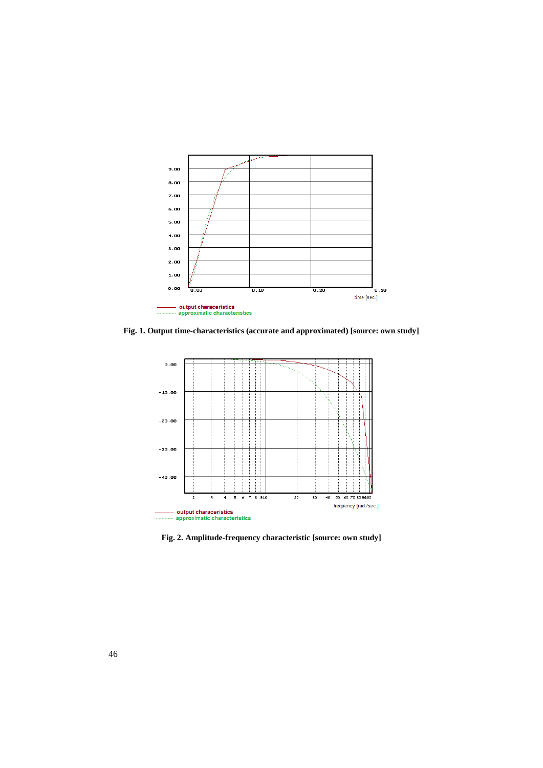Fig. 1. Output time-characteristics (accurate and approximated) [source: own study]

Fig. 2. Amplitude-frequency characteristic [source: own study]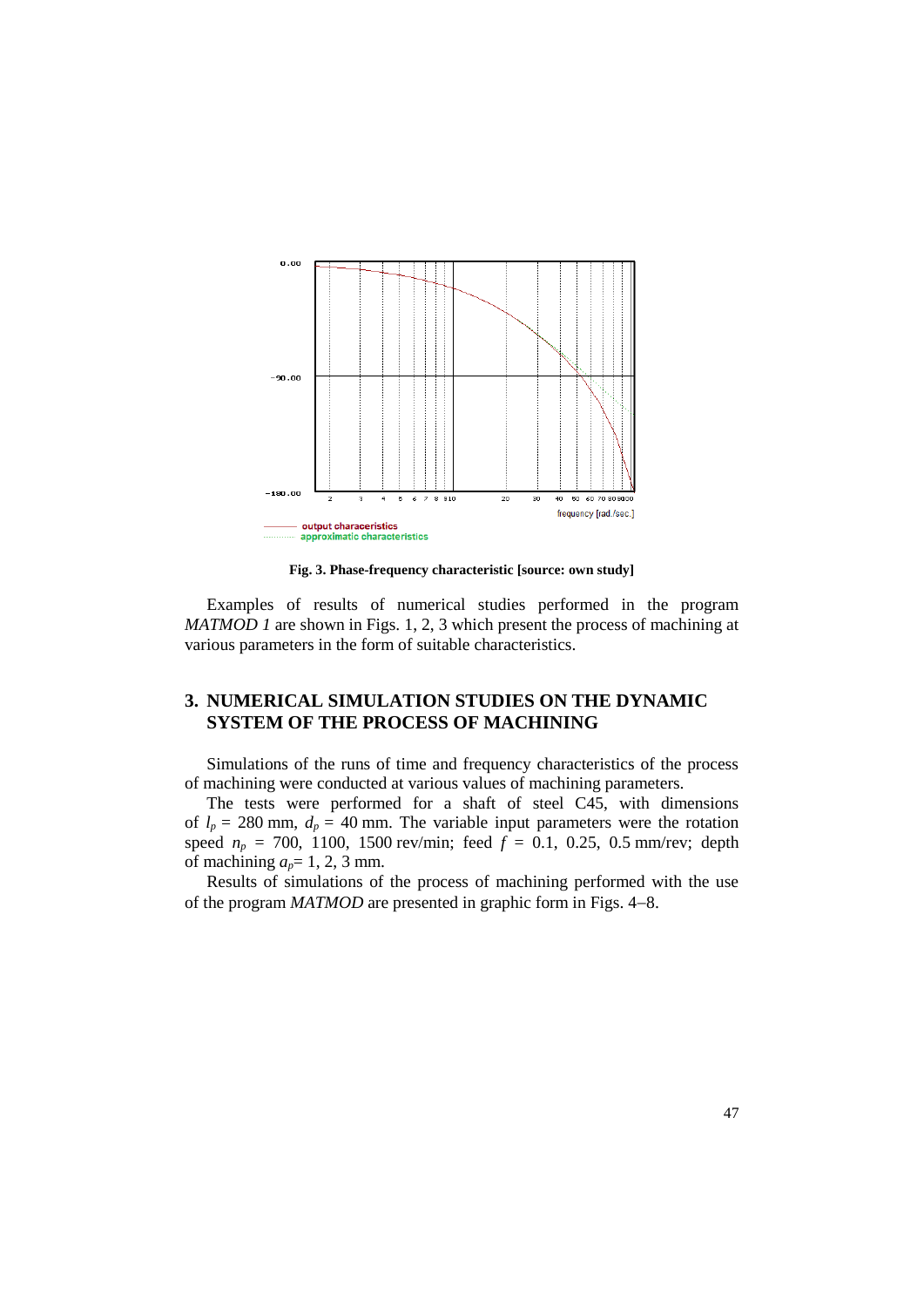Fig. 3. Phase-frequency characteristic [source: own study]

Examples of results of numerical studies performed in the program *MATMOD 1* are shown in Figs. 1, 2, 3 which present the process of machining at various parameters in the form of suitable characteristics.

## 3. NUMERICAL SIMULATION STUDIES ON THE DYNAMIC SYSTEM OF THE PROCESS OF MACHINING

Simulations of the runs of time and frequency characteristics of the process of machining were conducted at various values of machining parameters.

The tests were performed for a shaft of steel C45, with dimensions of $l_p$ = 280 mm, $d_p$ = 40 mm. The variable input parameters were the rotation speed $n_p$ = 700, 1100, 1500 rev/min; feed $f$ = 0.1, 0.25, 0.5 mm/rev; depth of machining $a_p$= 1, 2, 3 mm.

Results of simulations of the process of machining performed with the use of the program *MATMOD* are presented in graphic form in Figs. 4–8.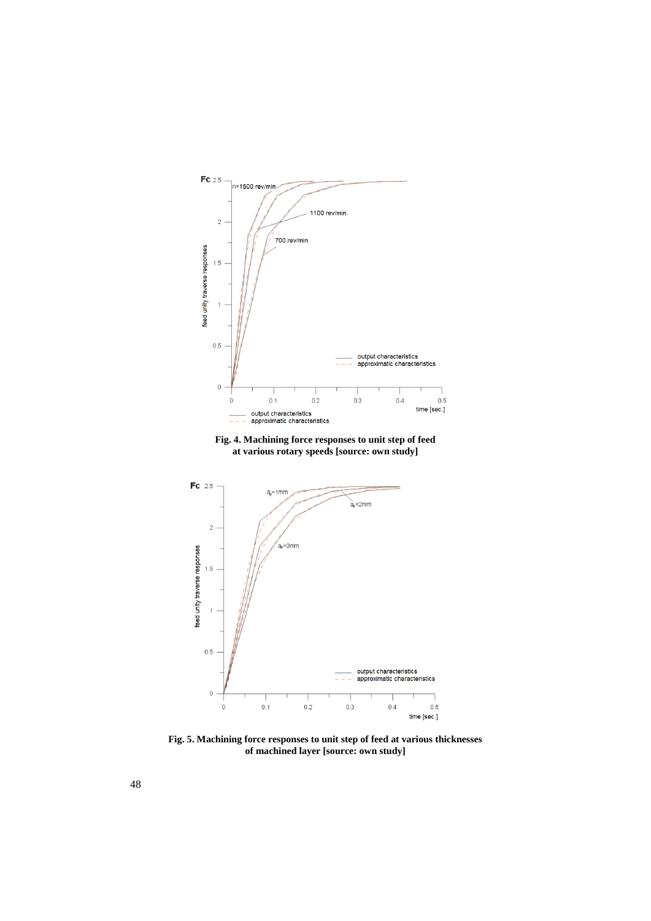**Fig. 4. Machining force responses to unit step of feed at various rotary speeds [source: own study]**

**Fig. 5. Machining force responses to unit step of feed at various thicknesses of machined layer [source: own study]**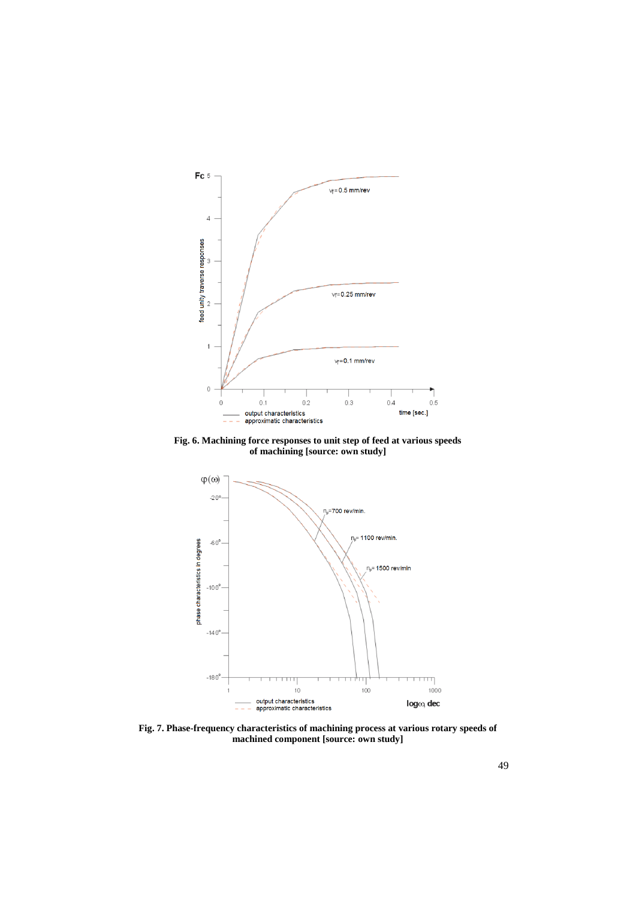Fig. 6. Machining force responses to unit step of feed at various speeds of machining [source: own study]

Fig. 7. Phase-frequency characteristics of machining process at various rotary speeds of machined component [source: own study]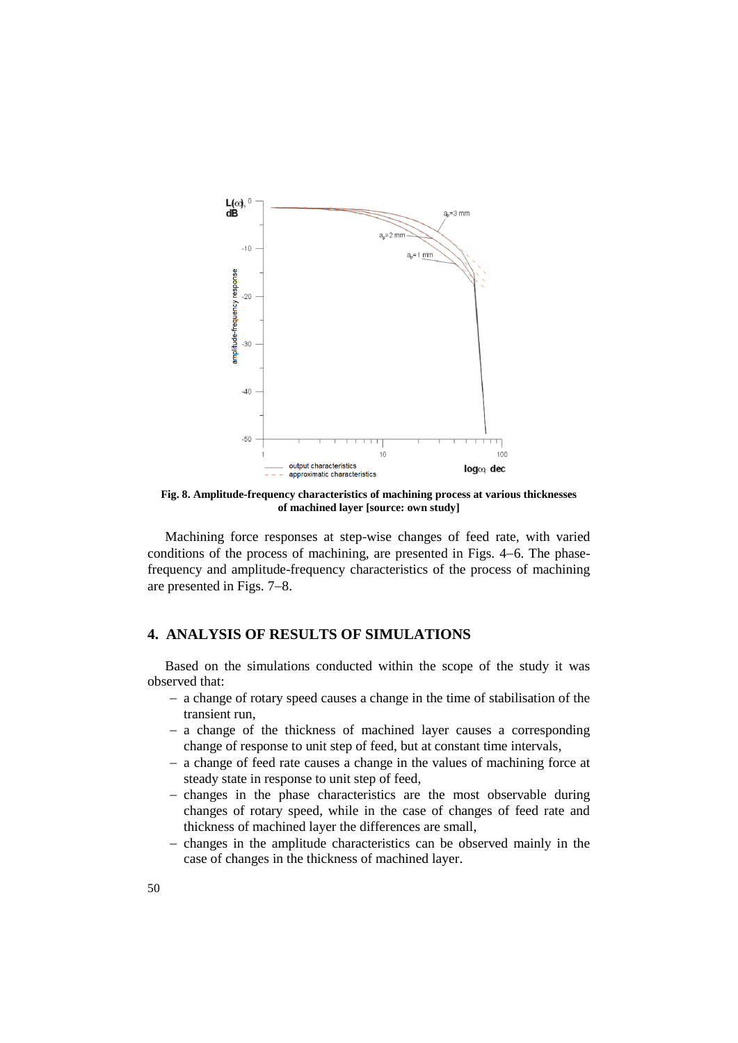**Fig. 8. Amplitude-frequency characteristics of machining process at various thicknesses of machined layer [source: own study]**

Machining force responses at step-wise changes of feed rate, with varied conditions of the process of machining, are presented in Figs. 4–6. The phase-frequency and amplitude-frequency characteristics of the process of machining are presented in Figs. 7–8.

## 4. ANALYSIS OF RESULTS OF SIMULATIONS

Based on the simulations conducted within the scope of the study it was observed that:

- a change of rotary speed causes a change in the time of stabilisation of the transient run,
- a change of the thickness of machined layer causes a corresponding change of response to unit step of feed, but at constant time intervals,
- a change of feed rate causes a change in the values of machining force at steady state in response to unit step of feed,
- changes in the phase characteristics are the most observable during changes of rotary speed, while in the case of changes of feed rate and thickness of machined layer the differences are small,
- changes in the amplitude characteristics can be observed mainly in the case of changes in the thickness of machined layer.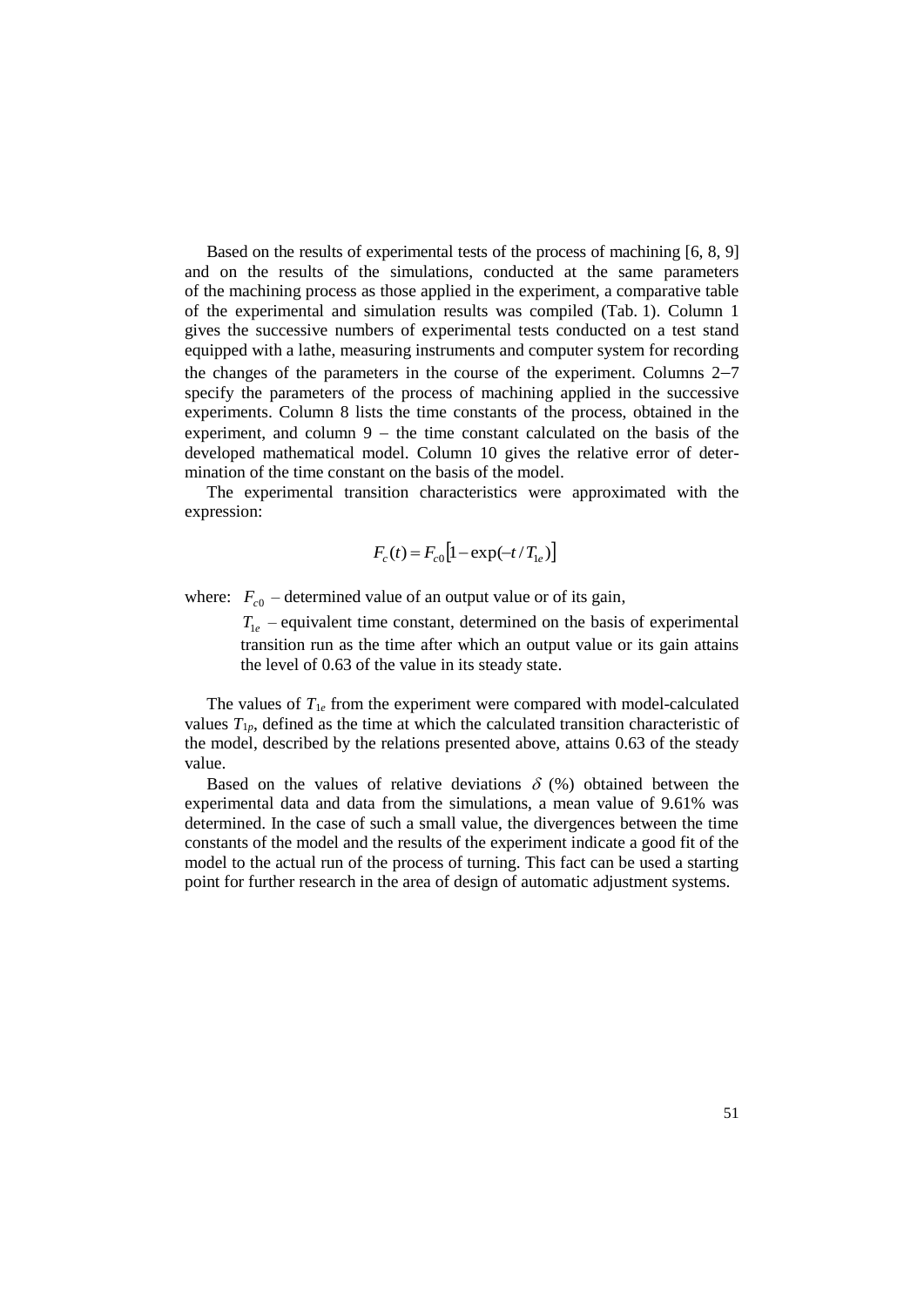Based on the results of experimental tests of the process of machining [6, 8, 9] and on the results of the simulations, conducted at the same parameters of the machining process as those applied in the experiment, a comparative table of the experimental and simulation results was compiled (Tab. 1). Column 1 gives the successive numbers of experimental tests conducted on a test stand equipped with a lathe, measuring instruments and computer system for recording the changes of the parameters in the course of the experiment. Columns 2−7 specify the parameters of the process of machining applied in the successive experiments. Column 8 lists the time constants of the process, obtained in the experiment, and column 9 – the time constant calculated on the basis of the developed mathematical model. Column 10 gives the relative error of determination of the time constant on the basis of the model.

The experimental transition characteristics were approximated with the expression:

$$F_c(t) = F_{c0}\left[1 - \exp(-t/T_{1e})\right]$$

where: $F_{c0}$ – determined value of an output value or of its gain,

$T_{1e}$ – equivalent time constant, determined on the basis of experimental transition run as the time after which an output value or its gain attains the level of 0.63 of the value in its steady state.

The values of $T_{1e}$ from the experiment were compared with model-calculated values $T_{1p}$, defined as the time at which the calculated transition characteristic of the model, described by the relations presented above, attains 0.63 of the steady value.

Based on the values of relative deviations $\delta$ (%) obtained between the experimental data and data from the simulations, a mean value of 9.61% was determined. In the case of such a small value, the divergences between the time constants of the model and the results of the experiment indicate a good fit of the model to the actual run of the process of turning. This fact can be used a starting point for further research in the area of design of automatic adjustment systems.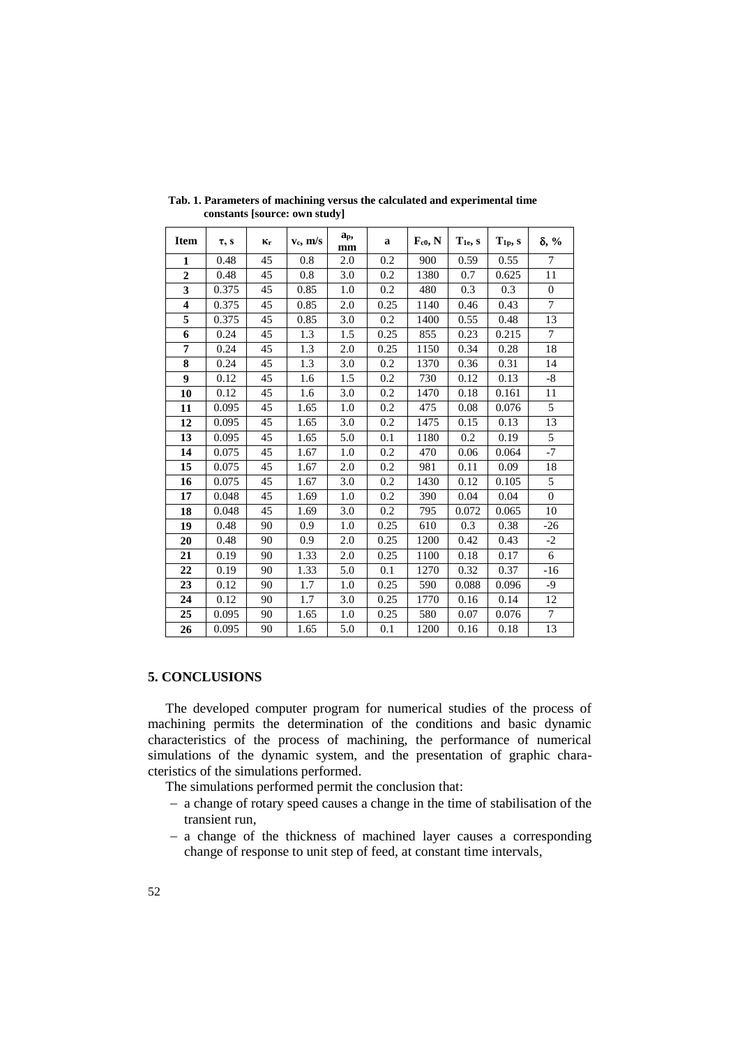**Tab. 1. Parameters of machining versus the calculated and experimental time constants [source: own study]**

| Item | $\tau$, s | $\kappa_r$ | $v_c$, m/s | $a_p$, mm | a | $F_{c0}$, N | $T_{1e}$, s | $T_{1p}$, s | $\delta$, % |
|---|---|---|---|---|---|---|---|---|---|
| **1** | 0.48 | 45 | 0.8 | 2.0 | 0.2 | 900 | 0.59 | 0.55 | 7 |
| **2** | 0.48 | 45 | 0.8 | 3.0 | 0.2 | 1380 | 0.7 | 0.625 | 11 |
| **3** | 0.375 | 45 | 0.85 | 1.0 | 0.2 | 480 | 0.3 | 0.3 | 0 |
| **4** | 0.375 | 45 | 0.85 | 2.0 | 0.25 | 1140 | 0.46 | 0.43 | 7 |
| **5** | 0.375 | 45 | 0.85 | 3.0 | 0.2 | 1400 | 0.55 | 0.48 | 13 |
| **6** | 0.24 | 45 | 1.3 | 1.5 | 0.25 | 855 | 0.23 | 0.215 | 7 |
| **7** | 0.24 | 45 | 1.3 | 2.0 | 0.25 | 1150 | 0.34 | 0.28 | 18 |
| **8** | 0.24 | 45 | 1.3 | 3.0 | 0.2 | 1370 | 0.36 | 0.31 | 14 |
| **9** | 0.12 | 45 | 1.6 | 1.5 | 0.2 | 730 | 0.12 | 0.13 | -8 |
| **10** | 0.12 | 45 | 1.6 | 3.0 | 0.2 | 1470 | 0.18 | 0.161 | 11 |
| **11** | 0.095 | 45 | 1.65 | 1.0 | 0.2 | 475 | 0.08 | 0.076 | 5 |
| **12** | 0.095 | 45 | 1.65 | 3.0 | 0.2 | 1475 | 0.15 | 0.13 | 13 |
| **13** | 0.095 | 45 | 1.65 | 5.0 | 0.1 | 1180 | 0.2 | 0.19 | 5 |
| **14** | 0.075 | 45 | 1.67 | 1.0 | 0.2 | 470 | 0.06 | 0.064 | -7 |
| **15** | 0.075 | 45 | 1.67 | 2.0 | 0.2 | 981 | 0.11 | 0.09 | 18 |
| **16** | 0.075 | 45 | 1.67 | 3.0 | 0.2 | 1430 | 0.12 | 0.105 | 5 |
| **17** | 0.048 | 45 | 1.69 | 1.0 | 0.2 | 390 | 0.04 | 0.04 | 0 |
| **18** | 0.048 | 45 | 1.69 | 3.0 | 0.2 | 795 | 0.072 | 0.065 | 10 |
| **19** | 0.48 | 90 | 0.9 | 1.0 | 0.25 | 610 | 0.3 | 0.38 | -26 |
| **20** | 0.48 | 90 | 0.9 | 2.0 | 0.25 | 1200 | 0.42 | 0.43 | -2 |
| **21** | 0.19 | 90 | 1.33 | 2.0 | 0.25 | 1100 | 0.18 | 0.17 | 6 |
| **22** | 0.19 | 90 | 1.33 | 5.0 | 0.1 | 1270 | 0.32 | 0.37 | -16 |
| **23** | 0.12 | 90 | 1.7 | 1.0 | 0.25 | 590 | 0.088 | 0.096 | -9 |
| **24** | 0.12 | 90 | 1.7 | 3.0 | 0.25 | 1770 | 0.16 | 0.14 | 12 |
| **25** | 0.095 | 90 | 1.65 | 1.0 | 0.25 | 580 | 0.07 | 0.076 | 7 |
| **26** | 0.095 | 90 | 1.65 | 5.0 | 0.1 | 1200 | 0.16 | 0.18 | 13 |

## 5. CONCLUSIONS

The developed computer program for numerical studies of the process of machining permits the determination of the conditions and basic dynamic characteristics of the process of machining, the performance of numerical simulations of the dynamic system, and the presentation of graphic characteristics of the simulations performed.

The simulations performed permit the conclusion that:

- a change of rotary speed causes a change in the time of stabilisation of the transient run,
- a change of the thickness of machined layer causes a corresponding change of response to unit step of feed, at constant time intervals,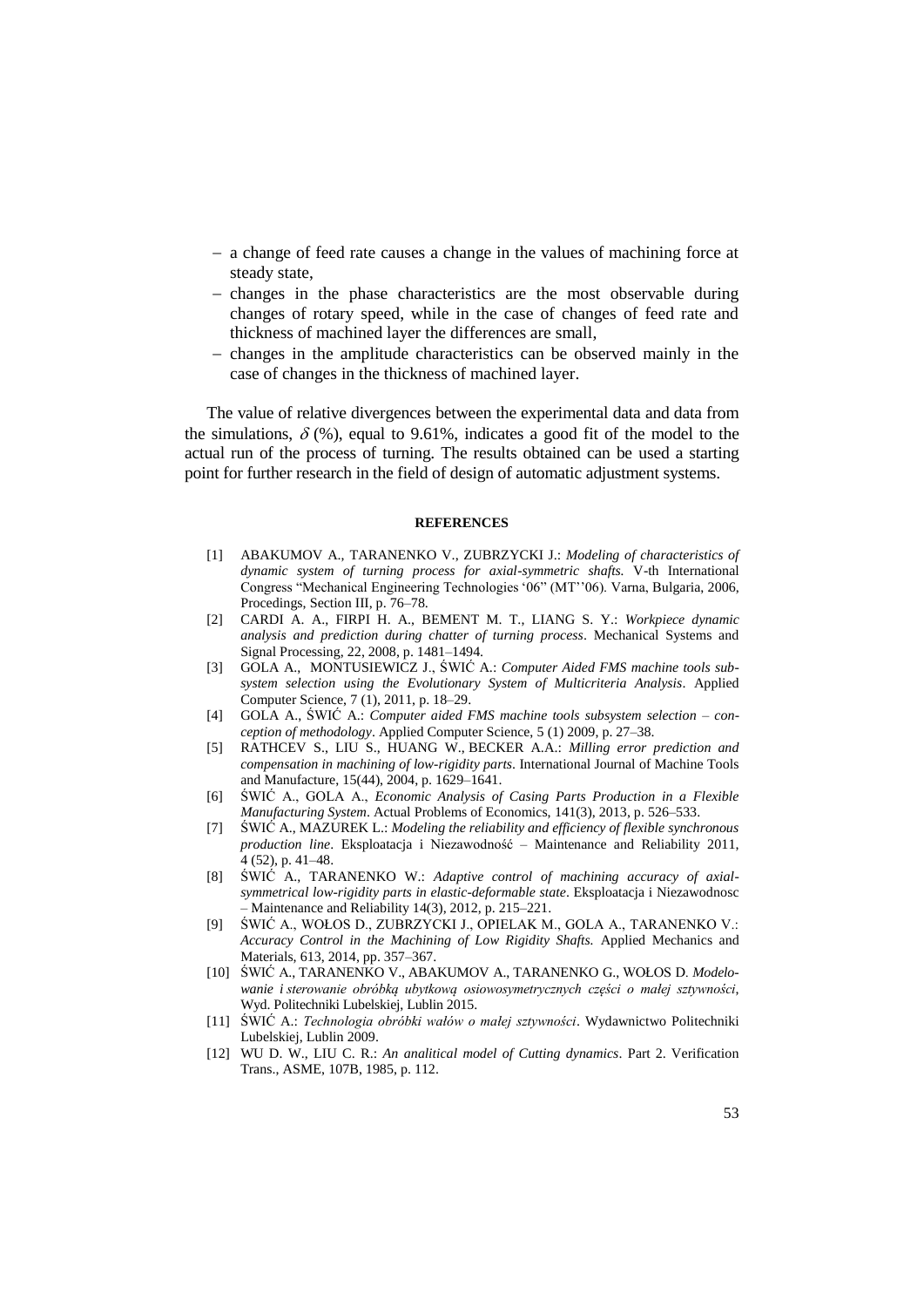- a change of feed rate causes a change in the values of machining force at steady state,
- changes in the phase characteristics are the most observable during changes of rotary speed, while in the case of changes of feed rate and thickness of machined layer the differences are small,
- changes in the amplitude characteristics can be observed mainly in the case of changes in the thickness of machined layer.

The value of relative divergences between the experimental data and data from the simulations, $\delta$ (%), equal to 9.61%, indicates a good fit of the model to the actual run of the process of turning. The results obtained can be used a starting point for further research in the field of design of automatic adjustment systems.

## REFERENCES

[1] ABAKUMOV A., TARANENKO V., ZUBRZYCKI J.: *Modeling of characteristics of dynamic system of turning process for axial-symmetric shafts.* V-th International Congress "Mechanical Engineering Technologies '06" (MT''06). Varna, Bulgaria, 2006, Procedings, Section III, p. 76–78.

[2] CARDI A. A., FIRPI H. A., BEMENT M. T., LIANG S. Y.: *Workpiece dynamic analysis and prediction during chatter of turning process*. Mechanical Systems and Signal Processing, 22, 2008, p. 1481–1494.

[3] GOLA A., MONTUSIEWICZ J., ŚWIĆ A.: *Computer Aided FMS machine tools subsystem selection using the Evolutionary System of Multicriteria Analysis*. Applied Computer Science, 7 (1), 2011, p. 18–29.

[4] GOLA A., ŚWIĆ A.: *Computer aided FMS machine tools subsystem selection – conception of methodology*. Applied Computer Science, 5 (1) 2009, p. 27–38.

[5] RATHCEV S., LIU S., HUANG W., BECKER A.A.: *Milling error prediction and compensation in machining of low-rigidity parts*. International Journal of Machine Tools and Manufacture, 15(44), 2004, p. 1629–1641.

[6] ŚWIĆ A., GOLA A., *Economic Analysis of Casing Parts Production in a Flexible Manufacturing System*. Actual Problems of Economics, 141(3), 2013, p. 526–533.

[7] ŚWIĆ A., MAZUREK L.: *Modeling the reliability and efficiency of flexible synchronous production line*. Eksploatacja i Niezawodność – Maintenance and Reliability 2011, 4 (52), p. 41–48.

[8] ŚWIĆ A., TARANENKO W.: *Adaptive control of machining accuracy of axial-symmetrical low-rigidity parts in elastic-deformable state*. Eksploatacja i Niezawodnosc – Maintenance and Reliability 14(3), 2012, p. 215–221.

[9] ŚWIĆ A., WOŁOS D., ZUBRZYCKI J., OPIELAK M., GOLA A., TARANENKO V.: *Accuracy Control in the Machining of Low Rigidity Shafts.* Applied Mechanics and Materials, 613, 2014, pp. 357–367.

[10] ŚWIĆ A., TARANENKO V., ABAKUMOV A., TARANENKO G., WOŁOS D. *Modelowanie i sterowanie obróbką ubytkową osiowosymetrycznych części o małej sztywności*, Wyd. Politechniki Lubelskiej, Lublin 2015.

[11] ŚWIĆ A.: *Technologia obróbki wałów o małej sztywności*. Wydawnictwo Politechniki Lubelskiej, Lublin 2009.

[12] WU D. W., LIU C. R.: *An analitical model of Cutting dynamics*. Part 2. Verification Trans., ASME, 107B, 1985, p. 112.